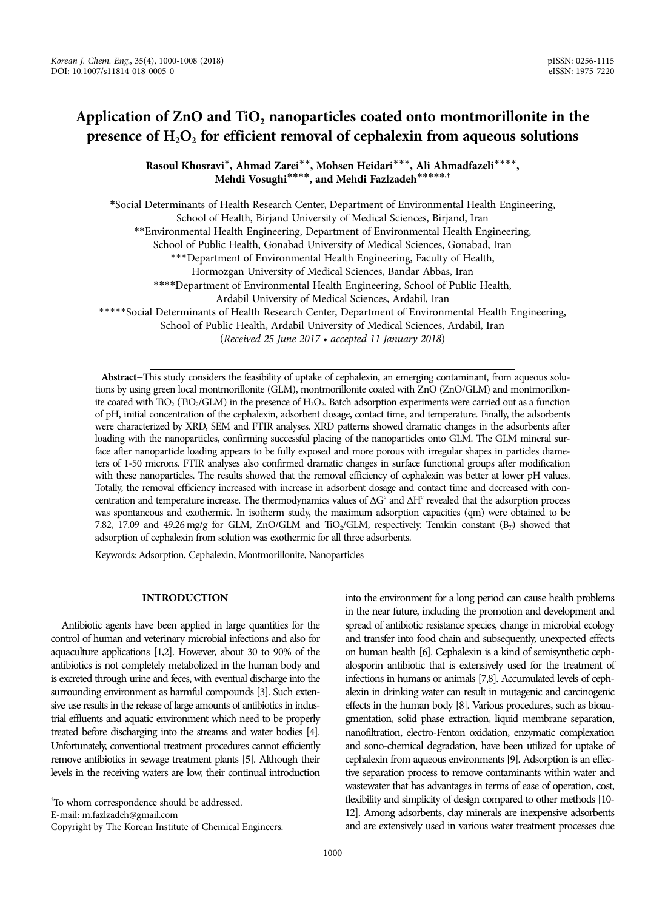# Application of ZnO and $TiO_2$ nanoparticles coated onto montmorillonite in the presence of $H_2O_2$ for efficient removal of cephalexin from aqueous solutions

**Rasoul Khosravi*, Ahmad Zarei**, Mohsen Heidari***, Ali Ahmadfazeli****, Mehdi Vosughi****, and Mehdi Fazlzadeh*****,†**

*Social Determinants of Health Research Center, Department of Environmental Health Engineering, School of Health, Birjand University of Medical Sciences, Birjand, Iran

**Environmental Health Engineering, Department of Environmental Health Engineering, School of Public Health, Gonabad University of Medical Sciences, Gonabad, Iran

***Department of Environmental Health Engineering, Faculty of Health, Hormozgan University of Medical Sciences, Bandar Abbas, Iran

****Department of Environmental Health Engineering, School of Public Health, Ardabil University of Medical Sciences, Ardabil, Iran

*****Social Determinants of Health Research Center, Department of Environmental Health Engineering, School of Public Health, Ardabil University of Medical Sciences, Ardabil, Iran

(*Received 25 June 2017 • accepted 11 January 2018*)

**Abstract**−This study considers the feasibility of uptake of cephalexin, an emerging contaminant, from aqueous solutions by using green local montmorillonite (GLM), montmorillonite coated with ZnO (ZnO/GLM) and montmorillonite coated with $TiO_2$ ($TiO_2$/GLM) in the presence of $H_2O_2$. Batch adsorption experiments were carried out as a function of pH, initial concentration of the cephalexin, adsorbent dosage, contact time, and temperature. Finally, the adsorbents were characterized by XRD, SEM and FTIR analyses. XRD patterns showed dramatic changes in the adsorbents after loading with the nanoparticles, confirming successful placing of the nanoparticles onto GLM. The GLM mineral surface after nanoparticle loading appears to be fully exposed and more porous with irregular shapes in particles diameters of 1-50 microns. FTIR analyses also confirmed dramatic changes in surface functional groups after modification with these nanoparticles. The results showed that the removal efficiency of cephalexin was better at lower pH values. Totally, the removal efficiency increased with increase in adsorbent dosage and contact time and decreased with concentration and temperature increase. The thermodynamics values of $\Delta G^o$ and $\Delta H^o$ revealed that the adsorption process was spontaneous and exothermic. In isotherm study, the maximum adsorption capacities (qm) were obtained to be 7.82, 17.09 and 49.26 mg/g for GLM, ZnO/GLM and $TiO_2$/GLM, respectively. Temkin constant ($B_T$) showed that adsorption of cephalexin from solution was exothermic for all three adsorbents.

Keywords: Adsorption, Cephalexin, Montmorillonite, Nanoparticles

## INTRODUCTION

Antibiotic agents have been applied in large quantities for the control of human and veterinary microbial infections and also for aquaculture applications [1,2]. However, about 30 to 90% of the antibiotics is not completely metabolized in the human body and is excreted through urine and feces, with eventual discharge into the surrounding environment as harmful compounds [3]. Such extensive use results in the release of large amounts of antibiotics in industrial effluents and aquatic environment which need to be properly treated before discharging into the streams and water bodies [4]. Unfortunately, conventional treatment procedures cannot efficiently remove antibiotics in sewage treatment plants [5]. Although their levels in the receiving waters are low, their continual introduction into the environment for a long period can cause health problems in the near future, including the promotion and development and spread of antibiotic resistance species, change in microbial ecology and transfer into food chain and subsequently, unexpected effects on human health [6]. Cephalexin is a kind of semisynthetic cephalosporin antibiotic that is extensively used for the treatment of infections in humans or animals [7,8]. Accumulated levels of cephalexin in drinking water can result in mutagenic and carcinogenic effects in the human body [8]. Various procedures, such as bioaugmentation, solid phase extraction, liquid membrane separation, nanofiltration, electro-Fenton oxidation, enzymatic complexation and sono-chemical degradation, have been utilized for uptake of cephalexin from aqueous environments [9]. Adsorption is an effective separation process to remove contaminants within water and wastewater that has advantages in terms of ease of operation, cost, flexibility and simplicity of design compared to other methods [10-12]. Among adsorbents, clay minerals are inexpensive adsorbents and are extensively used in various water treatment processes due

†To whom correspondence should be addressed.
E-mail: m.fazlzadeh@gmail.com
Copyright by The Korean Institute of Chemical Engineers.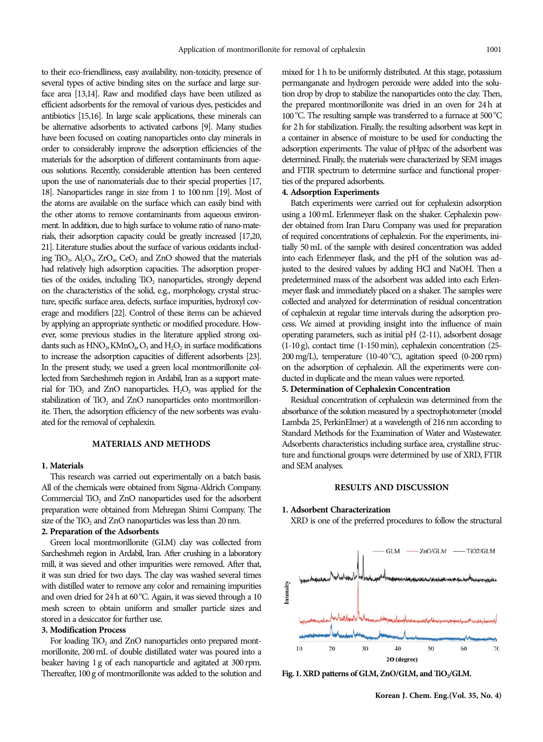to their eco-friendliness, easy availability, non-toxicity, presence of several types of active binding sites on the surface and large surface area [13,14]. Raw and modified clays have been utilized as efficient adsorbents for the removal of various dyes, pesticides and antibiotics [15,16]. In large scale applications, these minerals can be alternative adsorbents to activated carbons [9]. Many studies have been focused on coating nanoparticles onto clay minerals in order to considerably improve the adsorption efficiencies of the materials for the adsorption of different contaminants from aqueous solutions. Recently, considerable attention has been centered upon the use of nanomaterials due to their special properties [17, 18]. Nanoparticles range in size from 1 to 100 nm [19]. Most of the atoms are available on the surface which can easily bind with the other atoms to remove contaminants from aqueous environment. In addition, due to high surface to volume ratio of nano-materials, their adsorption capacity could be greatly increased [17,20, 21]. Literature studies about the surface of various oxidants including $TiO_2$, $Al_2O_3$, $ZrO_4$, $CeO_2$ and ZnO showed that the materials had relatively high adsorption capacities. The adsorption properties of the oxides, including $TiO_2$ nanoparticles, strongly depend on the characteristics of the solid, e.g., morphology, crystal structure, specific surface area, defects, surface impurities, hydroxyl coverage and modifiers [22]. Control of these items can be achieved by applying an appropriate synthetic or modified procedure. However, some previous studies in the literature applied strong oxidants such as $HNO_3$, $KMnO_4$, $O_3$ and $H_2O_2$ in surface modifications to increase the adsorption capacities of different adsorbents [23]. In the present study, we used a green local montmorillonite collected from Sarcheshmeh region in Ardabil, Iran as a support material for $TiO_2$ and ZnO nanoparticles. $H_2O_2$ was applied for the stabilization of $TiO_2$ and ZnO nanoparticles onto montmorillonite. Then, the adsorption efficiency of the new sorbents was evaluated for the removal of cephalexin.

## MATERIALS AND METHODS

### 1. Materials

This research was carried out experimentally on a batch basis. All of the chemicals were obtained from Sigma-Aldrich Company. Commercial $TiO_2$ and ZnO nanoparticles used for the adsorbent preparation were obtained from Mehregan Shimi Company. The size of the $TiO_2$ and ZnO nanoparticles was less than 20 nm.

### 2. Preparation of the Adsorbents

Green local montmorillonite (GLM) clay was collected from Sarcheshmeh region in Ardabil, Iran. After crushing in a laboratory mill, it was sieved and other impurities were removed. After that, it was sun dried for two days. The clay was washed several times with distilled water to remove any color and remaining impurities and oven dried for 24 h at 60 °C. Again, it was sieved through a 10 mesh screen to obtain uniform and smaller particle sizes and stored in a desiccator for further use.

### 3. Modification Process

For loading $TiO_2$ and ZnO nanoparticles onto prepared montmorillonite, 200 mL of double distillated water was poured into a beaker having 1 g of each nanoparticle and agitated at 300 rpm. Thereafter, 100 g of montmorillonite was added to the solution and mixed for 1 h to be uniformly distributed. At this stage, potassium permanganate and hydrogen peroxide were added into the solution drop by drop to stabilize the nanoparticles onto the clay. Then, the prepared montmorillonite was dried in an oven for 24 h at 100 °C. The resulting sample was transferred to a furnace at 500 °C for 2 h for stabilization. Finally, the resulting adsorbent was kept in a container in absence of moisture to be used for conducting the adsorption experiments. The value of pHpzc of the adsorbent was determined. Finally, the materials were characterized by SEM images and FTIR spectrum to determine surface and functional properties of the prepared adsorbents.

### 4. Adsorption Experiments

Batch experiments were carried out for cephalexin adsorption using a 100 mL Erlenmeyer flask on the shaker. Cephalexin powder obtained from Iran Daru Company was used for preparation of required concentrations of cephalexin. For the experiments, initially 50 mL of the sample with desired concentration was added into each Erlenmeyer flask, and the pH of the solution was adjusted to the desired values by adding HCl and NaOH. Then a predetermined mass of the adsorbent was added into each Erlenmeyer flask and immediately placed on a shaker. The samples were collected and analyzed for determination of residual concentration of cephalexin at regular time intervals during the adsorption process. We aimed at providing insight into the influence of main operating parameters, such as initial pH (2-11), adsorbent dosage (1-10 g), contact time (1-150 min), cephalexin concentration (25-200 mg/L), temperature (10-40 °C), agitation speed (0-200 rpm) on the adsorption of cephalexin. All the experiments were conducted in duplicate and the mean values were reported.

### 5. Determination of Cephalexin Concentration

Residual concentration of cephalexin was determined from the absorbance of the solution measured by a spectrophotometer (model Lambda 25, PerkinElmer) at a wavelength of 216 nm according to Standard Methods for the Examination of Water and Wastewater. Adsorbents characteristics including surface area, crystalline structure and functional groups were determined by use of XRD, FTIR and SEM analyses.

## RESULTS AND DISCUSSION

### 1. Adsorbent Characterization

XRD is one of the preferred procedures to follow the structural

**Fig. 1. XRD patterns of GLM, ZnO/GLM, and $TiO_2$/GLM.**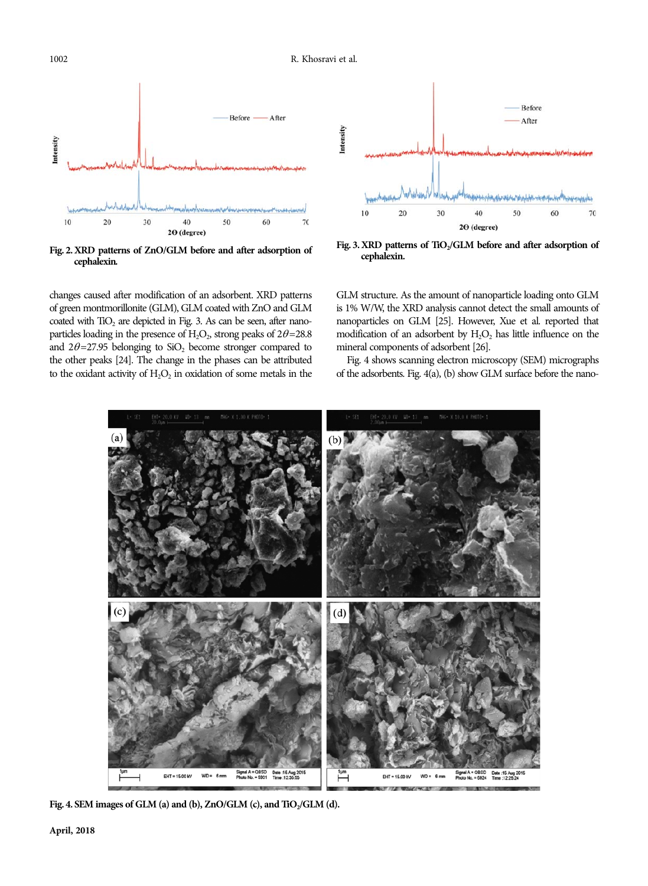Fig. 2. XRD patterns of ZnO/GLM before and after adsorption of cephalexin.

Fig. 3. XRD patterns of $TiO_2$/GLM before and after adsorption of cephalexin.

changes caused after modification of an adsorbent. XRD patterns of green montmorillonite (GLM), GLM coated with ZnO and GLM coated with $TiO_2$ are depicted in Fig. 3. As can be seen, after nanoparticles loading in the presence of $H_2O_2$, strong peaks of $2\theta$=28.8 and $2\theta$=27.95 belonging to $SiO_2$ become stronger compared to the other peaks [24]. The change in the phases can be attributed to the oxidant activity of $H_2O_2$ in oxidation of some metals in the GLM structure. As the amount of nanoparticle loading onto GLM is 1% W/W, the XRD analysis cannot detect the small amounts of nanoparticles on GLM [25]. However, Xue et al. reported that modification of an adsorbent by $H_2O_2$ has little influence on the mineral components of adsorbent [26].

Fig. 4 shows scanning electron microscopy (SEM) micrographs of the adsorbents. Fig. 4(a), (b) show GLM surface before the nano-

Fig. 4. SEM images of GLM (a) and (b), ZnO/GLM (c), and $TiO_2$/GLM (d).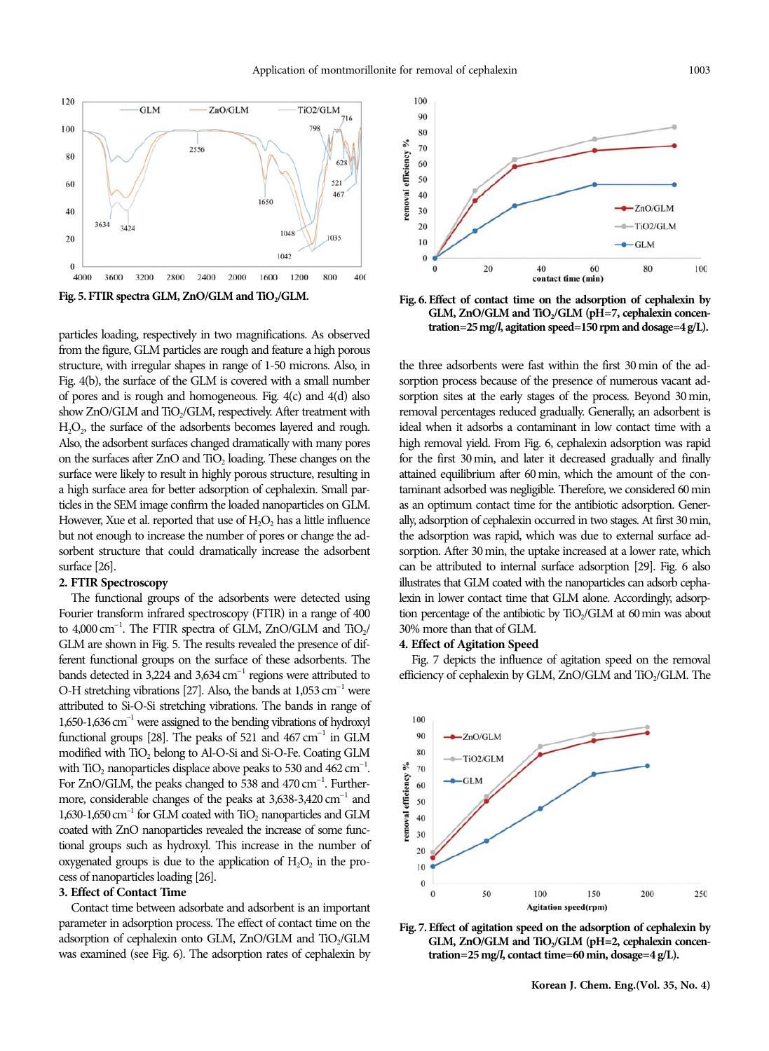Fig. 5. FTIR spectra GLM, ZnO/GLM and $TiO_2$/GLM.

particles loading, respectively in two magnifications. As observed from the figure, GLM particles are rough and feature a high porous structure, with irregular shapes in range of 1-50 microns. Also, in Fig. 4(b), the surface of the GLM is covered with a small number of pores and is rough and homogeneous. Fig. 4(c) and 4(d) also show ZnO/GLM and $TiO_2$/GLM, respectively. After treatment with $H_2O_2$, the surface of the adsorbents becomes layered and rough. Also, the adsorbent surfaces changed dramatically with many pores on the surfaces after ZnO and $TiO_2$ loading. These changes on the surface were likely to result in highly porous structure, resulting in a high surface area for better adsorption of cephalexin. Small particles in the SEM image confirm the loaded nanoparticles on GLM. However, Xue et al. reported that use of $H_2O_2$ has a little influence but not enough to increase the number of pores or change the adsorbent structure that could dramatically increase the adsorbent surface [26].

## 2. FTIR Spectroscopy

The functional groups of the adsorbents were detected using Fourier transform infrared spectroscopy (FTIR) in a range of 400 to 4,000 $cm^{-1}$. The FTIR spectra of GLM, ZnO/GLM and $TiO_2$/GLM are shown in Fig. 5. The results revealed the presence of different functional groups on the surface of these adsorbents. The bands detected in 3,224 and 3,634 $cm^{-1}$ regions were attributed to O-H stretching vibrations [27]. Also, the bands at 1,053 $cm^{-1}$ were attributed to Si-O-Si stretching vibrations. The bands in range of 1,650-1,636 $cm^{-1}$ were assigned to the bending vibrations of hydroxyl functional groups [28]. The peaks of 521 and 467 $cm^{-1}$ in GLM modified with $TiO_2$ belong to Al-O-Si and Si-O-Fe. Coating GLM with $TiO_2$ nanoparticles displace above peaks to 530 and 462 $cm^{-1}$. For ZnO/GLM, the peaks changed to 538 and 470 $cm^{-1}$. Furthermore, considerable changes of the peaks at 3,638-3,420 $cm^{-1}$ and 1,630-1,650 $cm^{-1}$ for GLM coated with $TiO_2$ nanoparticles and GLM coated with ZnO nanoparticles revealed the increase of some functional groups such as hydroxyl. This increase in the number of oxygenated groups is due to the application of $H_2O_2$ in the process of nanoparticles loading [26].

## 3. Effect of Contact Time

Contact time between adsorbate and adsorbent is an important parameter in adsorption process. The effect of contact time on the adsorption of cephalexin onto GLM, ZnO/GLM and $TiO_2$/GLM was examined (see Fig. 6). The adsorption rates of cephalexin by the three adsorbents were fast within the first 30 min of the adsorption process because of the presence of numerous vacant adsorption sites at the early stages of the process. Beyond 30 min, removal percentages reduced gradually. Generally, an adsorbent is ideal when it adsorbs a contaminant in low contact time with a high removal yield. From Fig. 6, cephalexin adsorption was rapid for the first 30 min, and later it decreased gradually and finally attained equilibrium after 60 min, which the amount of the contaminant adsorbed was negligible. Therefore, we considered 60 min as an optimum contact time for the antibiotic adsorption. Generally, adsorption of cephalexin occurred in two stages. At first 30 min, the adsorption was rapid, which was due to external surface adsorption. After 30 min, the uptake increased at a lower rate, which can be attributed to internal surface adsorption [29]. Fig. 6 also illustrates that GLM coated with the nanoparticles can adsorb cephalexin in lower contact time that GLM alone. Accordingly, adsorption percentage of the antibiotic by $TiO_2$/GLM at 60 min was about 30% more than that of GLM.

Fig. 6. Effect of contact time on the adsorption of cephalexin by GLM, ZnO/GLM and $TiO_2$/GLM (pH=7, cephalexin concentration=25 mg/l, agitation speed=150 rpm and dosage=4 g/L).

## 4. Effect of Agitation Speed

Fig. 7 depicts the influence of agitation speed on the removal efficiency of cephalexin by GLM, ZnO/GLM and $TiO_2$/GLM. The

Fig. 7. Effect of agitation speed on the adsorption of cephalexin by GLM, ZnO/GLM and $TiO_2$/GLM (pH=2, cephalexin concentration=25 mg/l, contact time=60 min, dosage=4 g/L).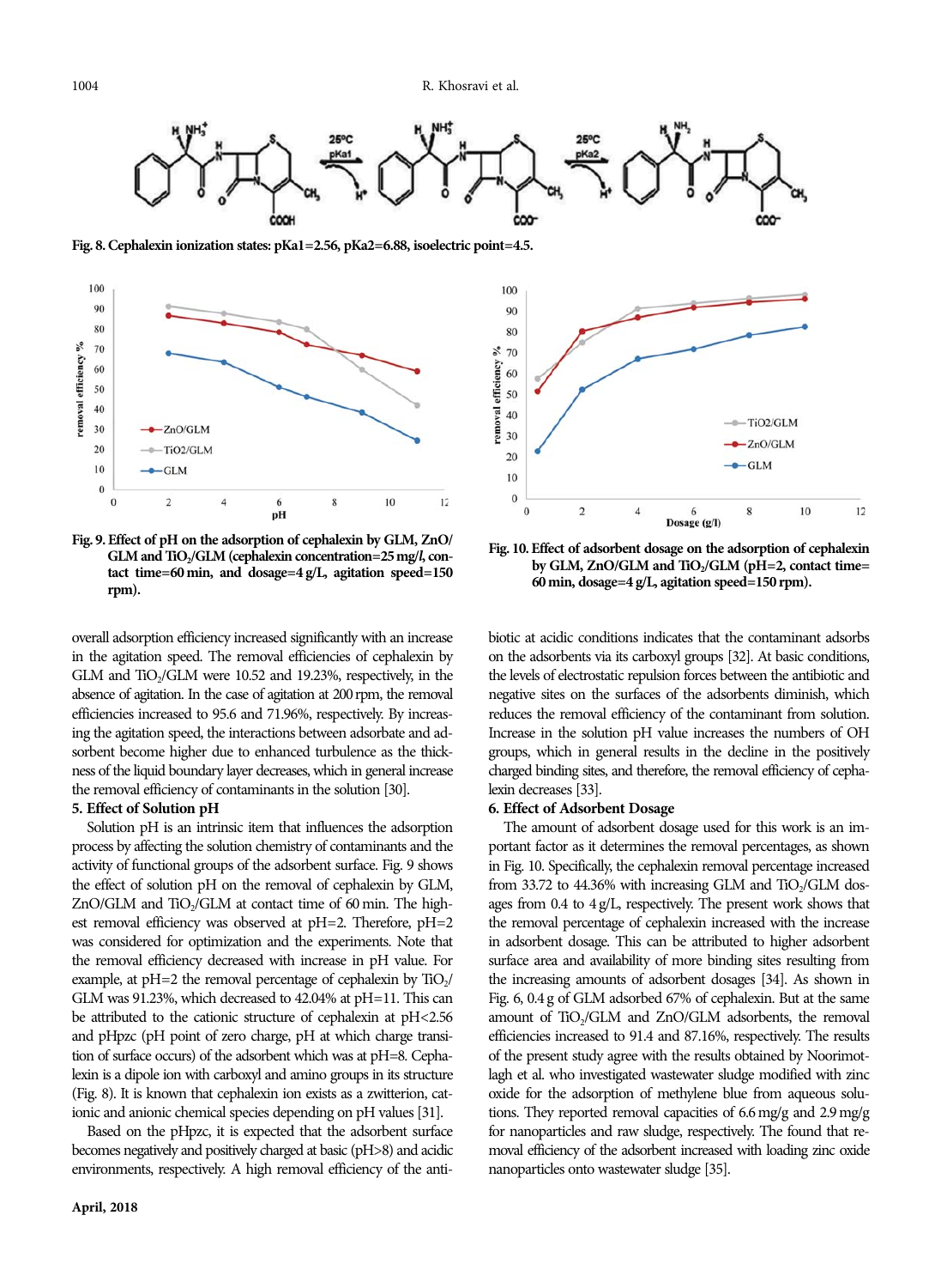Fig. 8. Cephalexin ionization states: pKa1=2.56, pKa2=6.88, isoelectric point=4.5.

Fig. 9. Effect of pH on the adsorption of cephalexin by GLM, ZnO/GLM and $TiO_2$/GLM (cephalexin concentration=25 mg/*l*, contact time=60 min, and dosage=4 g/L, agitation speed=150 rpm).

Fig. 10. Effect of adsorbent dosage on the adsorption of cephalexin by GLM, ZnO/GLM and $TiO_2$/GLM (pH=2, contact time=60 min, dosage=4 g/L, agitation speed=150 rpm).

overall adsorption efficiency increased significantly with an increase in the agitation speed. The removal efficiencies of cephalexin by GLM and $TiO_2$/GLM were 10.52 and 19.23%, respectively, in the absence of agitation. In the case of agitation at 200 rpm, the removal efficiencies increased to 95.6 and 71.96%, respectively. By increasing the agitation speed, the interactions between adsorbate and adsorbent become higher due to enhanced turbulence as the thickness of the liquid boundary layer decreases, which in general increase the removal efficiency of contaminants in the solution [30].

## 5. Effect of Solution pH

Solution pH is an intrinsic item that influences the adsorption process by affecting the solution chemistry of contaminants and the activity of functional groups of the adsorbent surface. Fig. 9 shows the effect of solution pH on the removal of cephalexin by GLM, ZnO/GLM and $TiO_2$/GLM at contact time of 60 min. The highest removal efficiency was observed at pH=2. Therefore, pH=2 was considered for optimization and the experiments. Note that the removal efficiency decreased with increase in pH value. For example, at pH=2 the removal percentage of cephalexin by $TiO_2$/GLM was 91.23%, which decreased to 42.04% at pH=11. This can be attributed to the cationic structure of cephalexin at pH<2.56 and pHpzc (pH point of zero charge, pH at which charge transition of surface occurs) of the adsorbent which was at pH=8. Cephalexin is a dipole ion with carboxyl and amino groups in its structure (Fig. 8). It is known that cephalexin ion exists as a zwitterion, cationic and anionic chemical species depending on pH values [31].

Based on the pHpzc, it is expected that the adsorbent surface becomes negatively and positively charged at basic (pH>8) and acidic environments, respectively. A high removal efficiency of the antibiotic at acidic conditions indicates that the contaminant adsorbs on the adsorbents via its carboxyl groups [32]. At basic conditions, the levels of electrostatic repulsion forces between the antibiotic and negative sites on the surfaces of the adsorbents diminish, which reduces the removal efficiency of the contaminant from solution. Increase in the solution pH value increases the numbers of OH groups, which in general results in the decline in the positively charged binding sites, and therefore, the removal efficiency of cephalexin decreases [33].

## 6. Effect of Adsorbent Dosage

The amount of adsorbent dosage used for this work is an important factor as it determines the removal percentages, as shown in Fig. 10. Specifically, the cephalexin removal percentage increased from 33.72 to 44.36% with increasing GLM and $TiO_2$/GLM dosages from 0.4 to 4 g/L, respectively. The present work shows that the removal percentage of cephalexin increased with the increase in adsorbent dosage. This can be attributed to higher adsorbent surface area and availability of more binding sites resulting from the increasing amounts of adsorbent dosages [34]. As shown in Fig. 6, 0.4 g of GLM adsorbed 67% of cephalexin. But at the same amount of $TiO_2$/GLM and ZnO/GLM adsorbents, the removal efficiencies increased to 91.4 and 87.16%, respectively. The results of the present study agree with the results obtained by Noorimotlagh et al. who investigated wastewater sludge modified with zinc oxide for the adsorption of methylene blue from aqueous solutions. They reported removal capacities of 6.6 mg/g and 2.9 mg/g for nanoparticles and raw sludge, respectively. The found that removal efficiency of the adsorbent increased with loading zinc oxide nanoparticles onto wastewater sludge [35].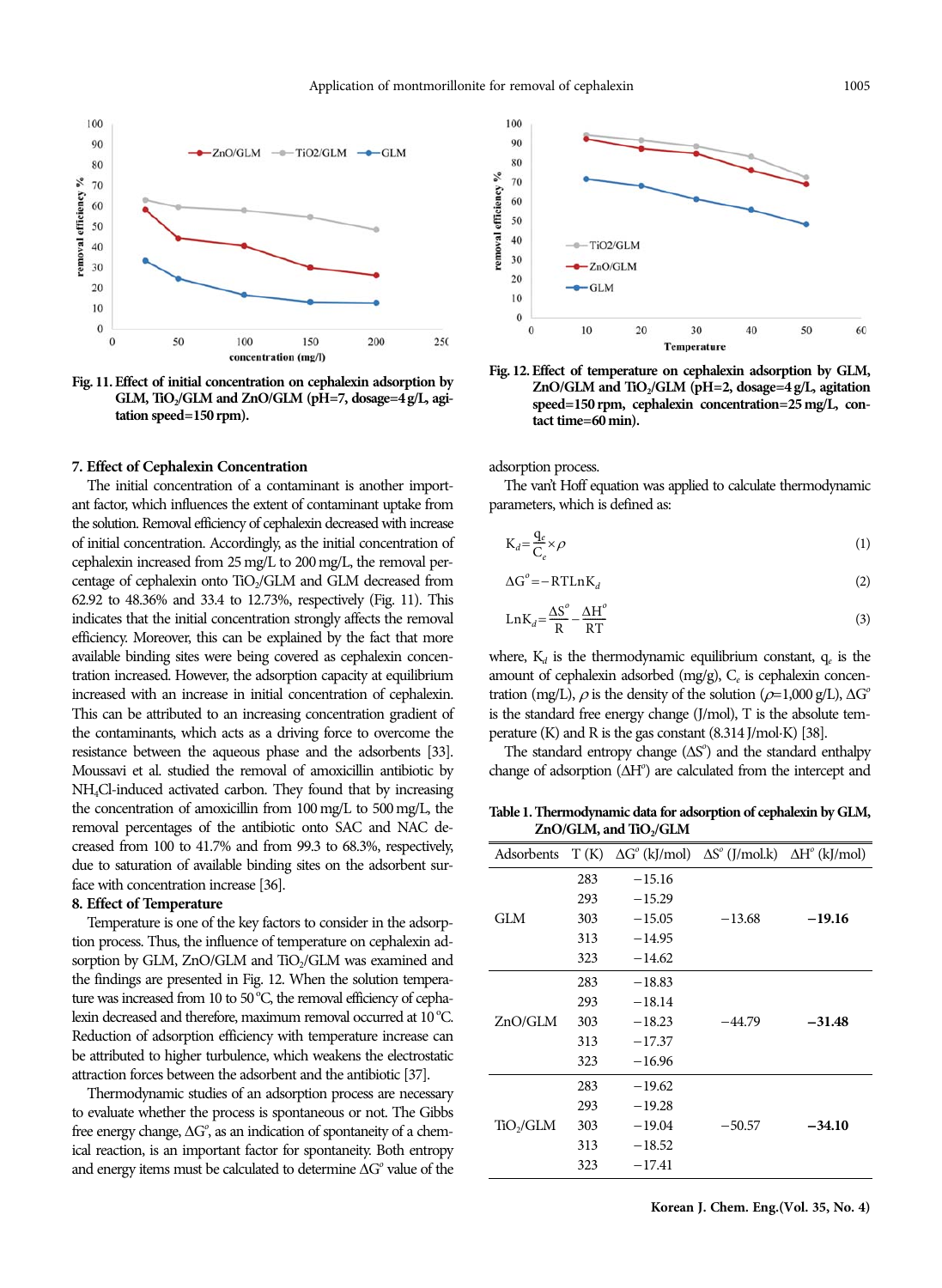Fig. 11. Effect of initial concentration on cephalexin adsorption by GLM, $TiO_2$/GLM and ZnO/GLM (pH=7, dosage=4 g/L, agitation speed=150 rpm).

Fig. 12. Effect of temperature on cephalexin adsorption by GLM, ZnO/GLM and $TiO_2$/GLM (pH=2, dosage=4 g/L, agitation speed=150 rpm, cephalexin concentration=25 mg/L, contact time=60 min).

### 7. Effect of Cephalexin Concentration

The initial concentration of a contaminant is another important factor, which influences the extent of contaminant uptake from the solution. Removal efficiency of cephalexin decreased with increase of initial concentration. Accordingly, as the initial concentration of cephalexin increased from 25 mg/L to 200 mg/L, the removal percentage of cephalexin onto $TiO_2$/GLM and GLM decreased from 62.92 to 48.36% and 33.4 to 12.73%, respectively (Fig. 11). This indicates that the initial concentration strongly affects the removal efficiency. Moreover, this can be explained by the fact that more available binding sites were being covered as cephalexin concentration increased. However, the adsorption capacity at equilibrium increased with an increase in initial concentration of cephalexin. This can be attributed to an increasing concentration gradient of the contaminants, which acts as a driving force to overcome the resistance between the aqueous phase and the adsorbents [33]. Moussavi et al. studied the removal of amoxicillin antibiotic by $NH_4Cl$-induced activated carbon. They found that by increasing the concentration of amoxicillin from 100 mg/L to 500 mg/L, the removal percentages of the antibiotic onto SAC and NAC decreased from 100 to 41.7% and from 99.3 to 68.3%, respectively, due to saturation of available binding sites on the adsorbent surface with concentration increase [36].

### 8. Effect of Temperature

Temperature is one of the key factors to consider in the adsorption process. Thus, the influence of temperature on cephalexin adsorption by GLM, ZnO/GLM and $TiO_2$/GLM was examined and the findings are presented in Fig. 12. When the solution temperature was increased from 10 to 50 °C, the removal efficiency of cephalexin decreased and therefore, maximum removal occurred at 10 °C. Reduction of adsorption efficiency with temperature increase can be attributed to higher turbulence, which weakens the electrostatic attraction forces between the adsorbent and the antibiotic [37].

Thermodynamic studies of an adsorption process are necessary to evaluate whether the process is spontaneous or not. The Gibbs free energy change, $\Delta G^o$, as an indication of spontaneity of a chemical reaction, is an important factor for spontaneity. Both entropy and energy items must be calculated to determine $\Delta G^o$ value of the adsorption process.

The van't Hoff equation was applied to calculate thermodynamic parameters, which is defined as:

$$K_d = \frac{q_e}{C_e} \times \rho \tag{1}$$

$$\Delta G^o = -RT \mathrm{Ln} K_d \tag{2}$$

$$\mathrm{Ln} K_d = \frac{\Delta S^o}{R} - \frac{\Delta H^o}{RT} \tag{3}$$

where, $K_d$ is the thermodynamic equilibrium constant, $q_e$ is the amount of cephalexin adsorbed (mg/g), $C_e$ is cephalexin concentration (mg/L), $\rho$ is the density of the solution ($\rho$=1,000 g/L), $\Delta G^o$ is the standard free energy change (J/mol), T is the absolute temperature (K) and R is the gas constant (8.314 J/mol·K) [38].

The standard entropy change ($\Delta S^o$) and the standard enthalpy change of adsorption ($\Delta H^o$) are calculated from the intercept and

Table 1. Thermodynamic data for adsorption of cephalexin by GLM, ZnO/GLM, and $TiO_2$/GLM

| Adsorbents | T (K) | $\Delta G^o$ (kJ/mol) | $\Delta S^o$ (J/mol.k) | $\Delta H^o$ (kJ/mol) |
|---|---|---|---|---|
| GLM | 283 | −15.16 | −13.68 | **−19.16** |
| | 293 | −15.29 | | |
| | 303 | −15.05 | | |
| | 313 | −14.95 | | |
| | 323 | −14.62 | | |
| ZnO/GLM | 283 | −18.83 | −44.79 | **−31.48** |
| | 293 | −18.14 | | |
| | 303 | −18.23 | | |
| | 313 | −17.37 | | |
| | 323 | −16.96 | | |
| $TiO_2$/GLM | 283 | −19.62 | −50.57 | **−34.10** |
| | 293 | −19.28 | | |
| | 303 | −19.04 | | |
| | 313 | −18.52 | | |
| | 323 | −17.41 | | |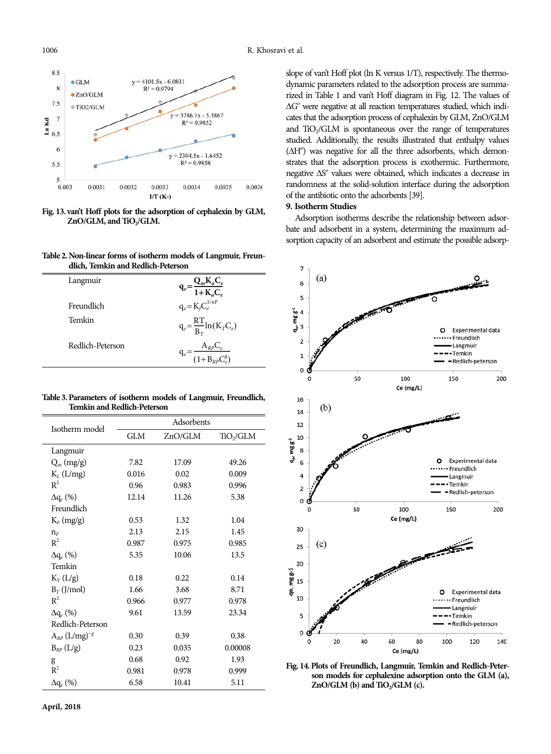Fig. 13. van't Hoff plots for the adsorption of cephalexin by GLM, ZnO/GLM, and $TiO_2$/GLM.

**Table 2. Non-linear forms of isotherm models of Langmuir, Freundlich, Temkin and Redlich-Peterson**

| | |
|---|---|
| Langmuir | $q_e = \dfrac{Q_m K_a C_e}{1 + K_a C_e}$ |
| Freundlich | $q_e = K_f C_e^{1/nF}$ |
| Temkin | $q_e = \dfrac{RT}{B_T} \ln(K_T C_e)$ |
| Redlich-Peterson | $q_e = \dfrac{A_{RP} C_e}{(1 + B_{RP} C_e^g)}$ |

**Table 3. Parameters of isotherm models of Langmuir, Freundlich, Temkin and Redlich-Peterson**

| Isotherm model | Adsorbents | | |
|---|---|---|---|
| | GLM | ZnO/GLM | $TiO_2$/GLM |
| Langmuir | | | |
| $Q_m$ (mg/g) | 7.82 | 17.09 | 49.26 |
| $K_L$ (L/mg) | 0.016 | 0.02 | 0.009 |
| $R^2$ | 0.96 | 0.983 | 0.996 |
| $\Delta q_e$ (%) | 12.14 | 11.26 | 5.38 |
| Freundlich | | | |
| $K_F$ (mg/g) | 0.53 | 1.32 | 1.04 |
| $n_F$ | 2.13 | 2.15 | 1.45 |
| $R^2$ | 0.987 | 0.975 | 0.985 |
| $\Delta q_e$ (%) | 5.35 | 10.06 | 13.5 |
| Temkin | | | |
| $K_T$ (L/g) | 0.18 | 0.22 | 0.14 |
| $B_T$ (J/mol) | 1.66 | 3.68 | 8.71 |
| $R^2$ | 0.966 | 0.977 | 0.978 |
| $\Delta q_e$ (%) | 9.61 | 13.59 | 23.34 |
| Redlich-Peterson | | | |
| $A_{RP}$ $(L/mg)^{-g}$ | 0.30 | 0.39 | 0.38 |
| $B_{RP}$ (L/g) | 0.23 | 0.035 | 0.00008 |
| g | 0.68 | 0.92 | 1.93 |
| $R^2$ | 0.981 | 0.978 | 0.999 |
| $\Delta q_e$ (%) | 6.58 | 10.41 | 5.11 |

slope of van't Hoff plot (ln K versus 1/T), respectively. The thermodynamic parameters related to the adsorption process are summarized in Table 1 and van't Hoff diagram in Fig. 12. The values of $\Delta G^o$ were negative at all reaction temperatures studied, which indicates that the adsorption process of cephalexin by GLM, ZnO/GLM and $TiO_2$/GLM is spontaneous over the range of temperatures studied. Additionally, the results illustrated that enthalpy values ($\Delta H^o$) was negative for all the three adsorbents, which demonstrates that the adsorption process is exothermic. Furthermore, negative $\Delta S^o$ values were obtained, which indicates a decrease in randomness at the solid-solution interface during the adsorption of the antibiotic onto the adsorbents [39].

## 9. Isotherm Studies

Adsorption isotherms describe the relationship between adsorbate and adsorbent in a system, determining the maximum adsorption capacity of an adsorbent and estimate the possible adsorp-

Fig. 14. Plots of Freundlich, Langmuir, Temkin and Redlich-Peterson models for cephalexine adsorption onto the GLM (a), ZnO/GLM (b) and $TiO_2$/GLM (c).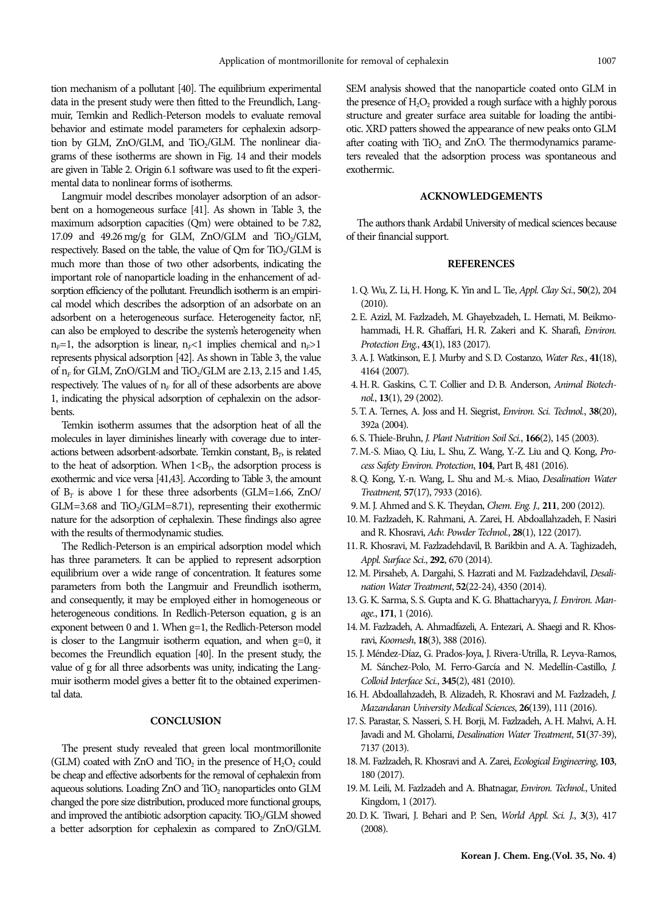tion mechanism of a pollutant [40]. The equilibrium experimental data in the present study were then fitted to the Freundlich, Langmuir, Temkin and Redlich-Peterson models to evaluate removal behavior and estimate model parameters for cephalexin adsorption by GLM, ZnO/GLM, and $TiO_2$/GLM. The nonlinear diagrams of these isotherms are shown in Fig. 14 and their models are given in Table 2. Origin 6.1 software was used to fit the experimental data to nonlinear forms of isotherms.

Langmuir model describes monolayer adsorption of an adsorbent on a homogeneous surface [41]. As shown in Table 3, the maximum adsorption capacities (Qm) were obtained to be 7.82, 17.09 and 49.26 mg/g for GLM, ZnO/GLM and $TiO_2$/GLM, respectively. Based on the table, the value of Qm for $TiO_2$/GLM is much more than those of two other adsorbents, indicating the important role of nanoparticle loading in the enhancement of adsorption efficiency of the pollutant. Freundlich isotherm is an empirical model which describes the adsorption of an adsorbate on an adsorbent on a heterogeneous surface. Heterogeneity factor, nF, can also be employed to describe the system's heterogeneity when $n_F=1$, the adsorption is linear, $n_F<1$ implies chemical and $n_F>1$ represents physical adsorption [42]. As shown in Table 3, the value of $n_F$ for GLM, ZnO/GLM and $TiO_2$/GLM are 2.13, 2.15 and 1.45, respectively. The values of $n_F$ for all of these adsorbents are above 1, indicating the physical adsorption of cephalexin on the adsorbents.

Temkin isotherm assumes that the adsorption heat of all the molecules in layer diminishes linearly with coverage due to interactions between adsorbent-adsorbate. Temkin constant, $B_T$, is related to the heat of adsorption. When $1<B_T$, the adsorption process is exothermic and vice versa [41,43]. According to Table 3, the amount of $B_T$ is above 1 for these three adsorbents (GLM=1.66, ZnO/GLM=3.68 and $TiO_2$/GLM=8.71), representing their exothermic nature for the adsorption of cephalexin. These findings also agree with the results of thermodynamic studies.

The Redlich-Peterson is an empirical adsorption model which has three parameters. It can be applied to represent adsorption equilibrium over a wide range of concentration. It features some parameters from both the Langmuir and Freundlich isotherm, and consequently, it may be employed either in homogeneous or heterogeneous conditions. In Redlich-Peterson equation, g is an exponent between 0 and 1. When g=1, the Redlich-Peterson model is closer to the Langmuir isotherm equation, and when g=0, it becomes the Freundlich equation [40]. In the present study, the value of g for all three adsorbents was unity, indicating the Langmuir isotherm model gives a better fit to the obtained experimental data.

## CONCLUSION

The present study revealed that green local montmorillonite (GLM) coated with ZnO and $TiO_2$ in the presence of $H_2O_2$ could be cheap and effective adsorbents for the removal of cephalexin from aqueous solutions. Loading ZnO and $TiO_2$ nanoparticles onto GLM changed the pore size distribution, produced more functional groups, and improved the antibiotic adsorption capacity. $TiO_2$/GLM showed a better adsorption for cephalexin as compared to ZnO/GLM. SEM analysis showed that the nanoparticle coated onto GLM in the presence of $H_2O_2$ provided a rough surface with a highly porous structure and greater surface area suitable for loading the antibiotic. XRD patters showed the appearance of new peaks onto GLM after coating with $TiO_2$ and ZnO. The thermodynamics parameters revealed that the adsorption process was spontaneous and exothermic.

## ACKNOWLEDGEMENTS

The authors thank Ardabil University of medical sciences because of their financial support.

## REFERENCES

1. Q. Wu, Z. Li, H. Hong, K. Yin and L. Tie, *Appl. Clay Sci.*, **50**(2), 204 (2010).
2. E. Azizl, M. Fazlzadeh, M. Ghayebzadeh, L. Hemati, M. Beikmohammadi, H. R. Ghaffari, H. R. Zakeri and K. Sharafi, *Environ. Protection Eng.*, **43**(1), 183 (2017).
3. A. J. Watkinson, E. J. Murby and S. D. Costanzo, *Water Res.*, **41**(18), 4164 (2007).
4. H. R. Gaskins, C. T. Collier and D. B. Anderson, *Animal Biotechnol.*, **13**(1), 29 (2002).
5. T. A. Ternes, A. Joss and H. Siegrist, *Environ. Sci. Technol.*, **38**(20), 392a (2004).
6. S. Thiele-Bruhn, *J. Plant Nutrition Soil Sci.*, **166**(2), 145 (2003).
7. M.-S. Miao, Q. Liu, L. Shu, Z. Wang, Y.-Z. Liu and Q. Kong, *Process Safety Environ. Protection*, **104**, Part B, 481 (2016).
8. Q. Kong, Y.-n. Wang, L. Shu and M.-s. Miao, *Desalination Water Treatment*, **57**(17), 7933 (2016).
9. M. J. Ahmed and S. K. Theydan, *Chem. Eng. J.*, **211**, 200 (2012).
10. M. Fazlzadeh, K. Rahmani, A. Zarei, H. Abdoallahzadeh, F. Nasiri and R. Khosravi, *Adv. Powder Technol.*, **28**(1), 122 (2017).
11. R. Khosravi, M. Fazlzadehdavil, B. Barikbin and A. A. Taghizadeh, *Appl. Surface Sci.*, **292**, 670 (2014).
12. M. Pirsaheb, A. Dargahi, S. Hazrati and M. Fazlzadehdavil, *Desalination Water Treatment*, **52**(22-24), 4350 (2014).
13. G. K. Sarma, S. S. Gupta and K. G. Bhattacharyya, *J. Environ. Manage.*, **171**, 1 (2016).
14. M. Fazlzadeh, A. Ahmadfazeli, A. Entezari, A. Shaegi and R. Khosravi, *Koomesh*, **18**(3), 388 (2016).
15. J. Méndez-Díaz, G. Prados-Joya, J. Rivera-Utrilla, R. Leyva-Ramos, M. Sánchez-Polo, M. Ferro-García and N. Medellín-Castillo, *J. Colloid Interface Sci.*, **345**(2), 481 (2010).
16. H. Abdoallahzadeh, B. Alizadeh, R. Khosravi and M. Fazlzadeh, *J. Mazandaran University Medical Sciences*, **26**(139), 111 (2016).
17. S. Parastar, S. Nasseri, S. H. Borji, M. Fazlzadeh, A. H. Mahvi, A. H. Javadi and M. Gholami, *Desalination Water Treatment*, **51**(37-39), 7137 (2013).
18. M. Fazlzadeh, R. Khosravi and A. Zarei, *Ecological Engineering*, **103**, 180 (2017).
19. M. Leili, M. Fazlzadeh and A. Bhatnagar, *Environ. Technol.*, United Kingdom, 1 (2017).
20. D. K. Tiwari, J. Behari and P. Sen, *World Appl. Sci. J.*, **3**(3), 417 (2008).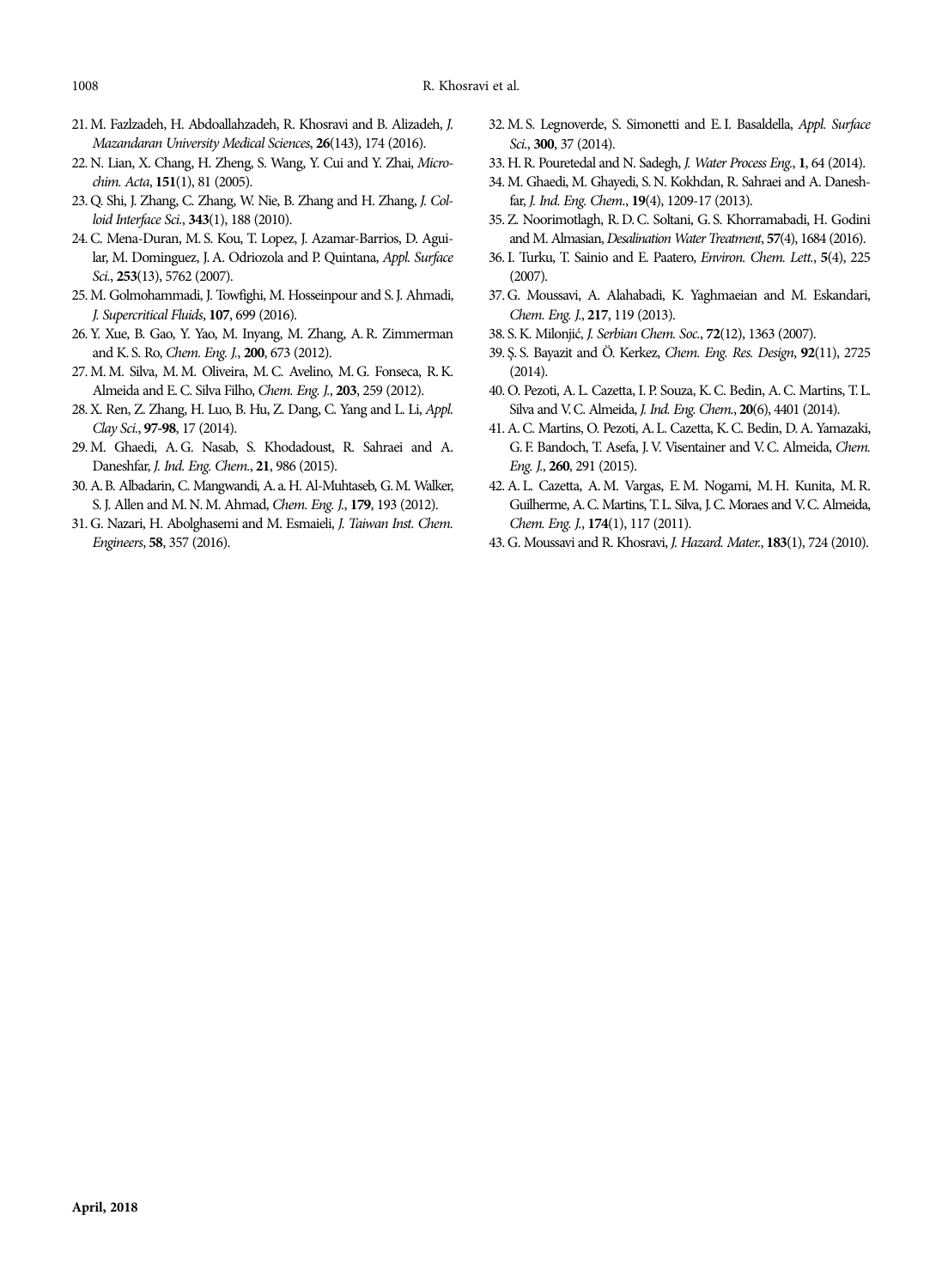21. M. Fazlzadeh, H. Abdoallahzadeh, R. Khosravi and B. Alizadeh, *J. Mazandaran University Medical Sciences*, **26**(143), 174 (2016).
22. N. Lian, X. Chang, H. Zheng, S. Wang, Y. Cui and Y. Zhai, *Microchim. Acta*, **151**(1), 81 (2005).
23. Q. Shi, J. Zhang, C. Zhang, W. Nie, B. Zhang and H. Zhang, *J. Colloid Interface Sci.*, **343**(1), 188 (2010).
24. C. Mena-Duran, M. S. Kou, T. Lopez, J. Azamar-Barrios, D. Aguilar, M. Dominguez, J. A. Odriozola and P. Quintana, *Appl. Surface Sci.*, **253**(13), 5762 (2007).
25. M. Golmohammadi, J. Towfighi, M. Hosseinpour and S. J. Ahmadi, *J. Supercritical Fluids*, **107**, 699 (2016).
26. Y. Xue, B. Gao, Y. Yao, M. Inyang, M. Zhang, A. R. Zimmerman and K. S. Ro, *Chem. Eng. J.*, **200**, 673 (2012).
27. M. M. Silva, M. M. Oliveira, M. C. Avelino, M. G. Fonseca, R. K. Almeida and E. C. Silva Filho, *Chem. Eng. J.*, **203**, 259 (2012).
28. X. Ren, Z. Zhang, H. Luo, B. Hu, Z. Dang, C. Yang and L. Li, *Appl. Clay Sci.*, **97-98**, 17 (2014).
29. M. Ghaedi, A. G. Nasab, S. Khodadoust, R. Sahraei and A. Daneshfar, *J. Ind. Eng. Chem.*, **21**, 986 (2015).
30. A. B. Albadarin, C. Mangwandi, A. a. H. Al-Muhtaseb, G. M. Walker, S. J. Allen and M. N. M. Ahmad, *Chem. Eng. J.*, **179**, 193 (2012).
31. G. Nazari, H. Abolghasemi and M. Esmaieli, *J. Taiwan Inst. Chem. Engineers*, **58**, 357 (2016).
32. M. S. Legnoverde, S. Simonetti and E. I. Basaldella, *Appl. Surface Sci.*, **300**, 37 (2014).
33. H. R. Pouretedal and N. Sadegh, *J. Water Process Eng.*, **1**, 64 (2014).
34. M. Ghaedi, M. Ghayedi, S. N. Kokhdan, R. Sahraei and A. Daneshfar, *J. Ind. Eng. Chem.*, **19**(4), 1209-17 (2013).
35. Z. Noorimotlagh, R. D. C. Soltani, G. S. Khorramabadi, H. Godini and M. Almasian, *Desalination Water Treatment*, **57**(4), 1684 (2016).
36. I. Turku, T. Sainio and E. Paatero, *Environ. Chem. Lett.*, **5**(4), 225 (2007).
37. G. Moussavi, A. Alahabadi, K. Yaghmaeian and M. Eskandari, *Chem. Eng. J.*, **217**, 119 (2013).
38. S. K. Milonjić, *J. Serbian Chem. Soc.*, **72**(12), 1363 (2007).
39. Ş. S. Bayazit and Ö. Kerkez, *Chem. Eng. Res. Design*, **92**(11), 2725 (2014).
40. O. Pezoti, A. L. Cazetta, I. P. Souza, K. C. Bedin, A. C. Martins, T. L. Silva and V. C. Almeida, *J. Ind. Eng. Chem.*, **20**(6), 4401 (2014).
41. A. C. Martins, O. Pezoti, A. L. Cazetta, K. C. Bedin, D. A. Yamazaki, G. F. Bandoch, T. Asefa, J. V. Visentainer and V. C. Almeida, *Chem. Eng. J.*, **260**, 291 (2015).
42. A. L. Cazetta, A. M. Vargas, E. M. Nogami, M. H. Kunita, M. R. Guilherme, A. C. Martins, T. L. Silva, J. C. Moraes and V. C. Almeida, *Chem. Eng. J.*, **174**(1), 117 (2011).
43. G. Moussavi and R. Khosravi, *J. Hazard. Mater.*, **183**(1), 724 (2010).